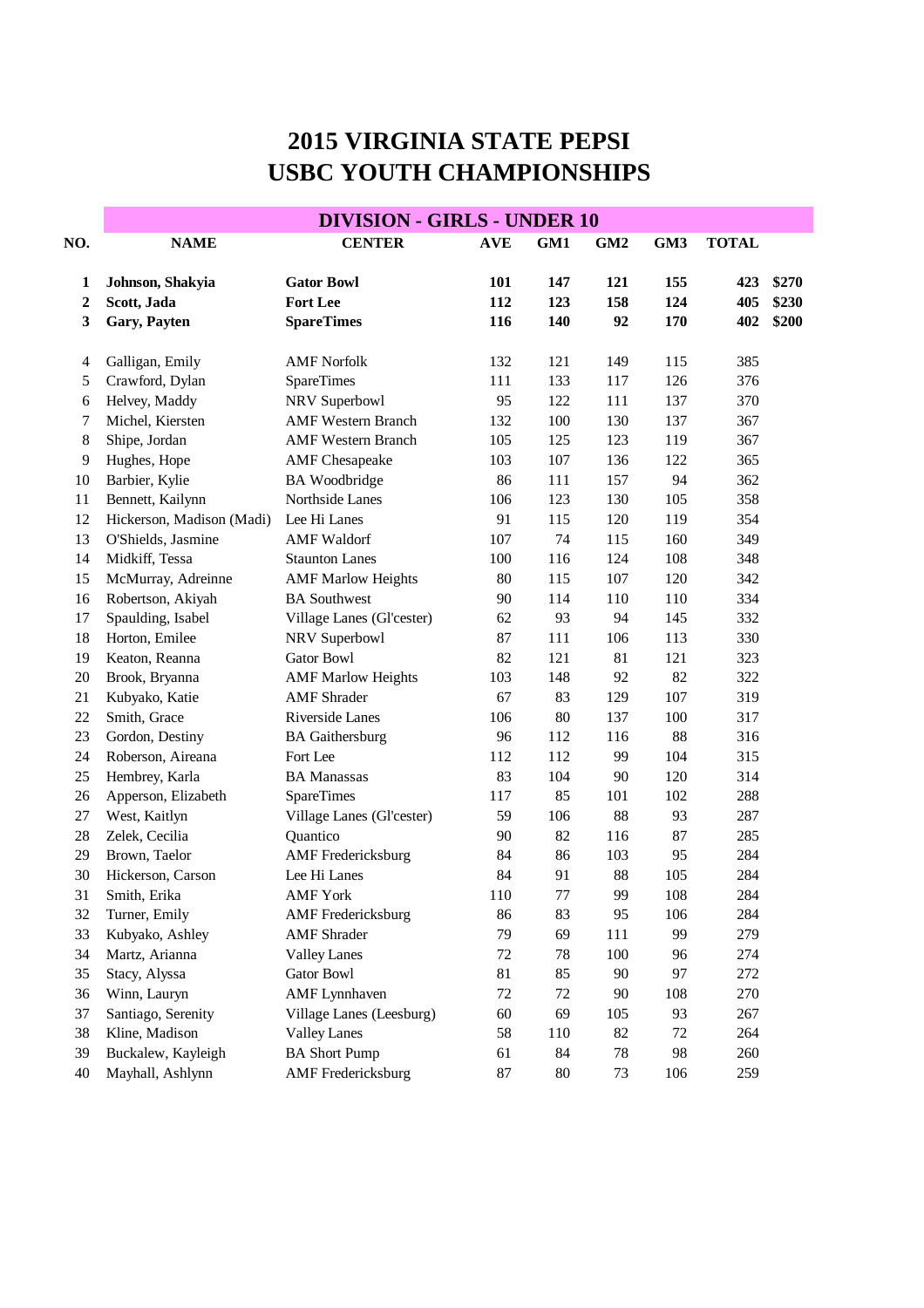# 2015 VIRGINIA STATE PEPSI
# USBC YOUTH CHAMPIONSHIPS

## DIVISION - GIRLS - UNDER 10

| NO. | NAME | CENTER | AVE | GM1 | GM2 | GM3 | TOTAL | |
|---|---|---|---|---|---|---|---|---|
| **1** | **Johnson, Shakyia** | **Gator Bowl** | **101** | **147** | **121** | **155** | **423** | **$270** |
| **2** | **Scott, Jada** | **Fort Lee** | **112** | **123** | **158** | **124** | **405** | **$230** |
| **3** | **Gary, Payten** | **SpareTimes** | **116** | **140** | **92** | **170** | **402** | **$200** |
| 4 | Galligan, Emily | AMF Norfolk | 132 | 121 | 149 | 115 | 385 | |
| 5 | Crawford, Dylan | SpareTimes | 111 | 133 | 117 | 126 | 376 | |
| 6 | Helvey, Maddy | NRV Superbowl | 95 | 122 | 111 | 137 | 370 | |
| 7 | Michel, Kiersten | AMF Western Branch | 132 | 100 | 130 | 137 | 367 | |
| 8 | Shipe, Jordan | AMF Western Branch | 105 | 125 | 123 | 119 | 367 | |
| 9 | Hughes, Hope | AMF Chesapeake | 103 | 107 | 136 | 122 | 365 | |
| 10 | Barbier, Kylie | BA Woodbridge | 86 | 111 | 157 | 94 | 362 | |
| 11 | Bennett, Kailynn | Northside Lanes | 106 | 123 | 130 | 105 | 358 | |
| 12 | Hickerson, Madison (Madi) | Lee Hi Lanes | 91 | 115 | 120 | 119 | 354 | |
| 13 | O'Shields, Jasmine | AMF Waldorf | 107 | 74 | 115 | 160 | 349 | |
| 14 | Midkiff, Tessa | Staunton Lanes | 100 | 116 | 124 | 108 | 348 | |
| 15 | McMurray, Adreinne | AMF Marlow Heights | 80 | 115 | 107 | 120 | 342 | |
| 16 | Robertson, Akiyah | BA Southwest | 90 | 114 | 110 | 110 | 334 | |
| 17 | Spaulding, Isabel | Village Lanes (Gl'cester) | 62 | 93 | 94 | 145 | 332 | |
| 18 | Horton, Emilee | NRV Superbowl | 87 | 111 | 106 | 113 | 330 | |
| 19 | Keaton, Reanna | Gator Bowl | 82 | 121 | 81 | 121 | 323 | |
| 20 | Brook, Bryanna | AMF Marlow Heights | 103 | 148 | 92 | 82 | 322 | |
| 21 | Kubyako, Katie | AMF Shrader | 67 | 83 | 129 | 107 | 319 | |
| 22 | Smith, Grace | Riverside Lanes | 106 | 80 | 137 | 100 | 317 | |
| 23 | Gordon, Destiny | BA Gaithersburg | 96 | 112 | 116 | 88 | 316 | |
| 24 | Roberson, Aireana | Fort Lee | 112 | 112 | 99 | 104 | 315 | |
| 25 | Hembrey, Karla | BA Manassas | 83 | 104 | 90 | 120 | 314 | |
| 26 | Apperson, Elizabeth | SpareTimes | 117 | 85 | 101 | 102 | 288 | |
| 27 | West, Kaitlyn | Village Lanes (Gl'cester) | 59 | 106 | 88 | 93 | 287 | |
| 28 | Zelek, Cecilia | Quantico | 90 | 82 | 116 | 87 | 285 | |
| 29 | Brown, Taelor | AMF Fredericksburg | 84 | 86 | 103 | 95 | 284 | |
| 30 | Hickerson, Carson | Lee Hi Lanes | 84 | 91 | 88 | 105 | 284 | |
| 31 | Smith, Erika | AMF York | 110 | 77 | 99 | 108 | 284 | |
| 32 | Turner, Emily | AMF Fredericksburg | 86 | 83 | 95 | 106 | 284 | |
| 33 | Kubyako, Ashley | AMF Shrader | 79 | 69 | 111 | 99 | 279 | |
| 34 | Martz, Arianna | Valley Lanes | 72 | 78 | 100 | 96 | 274 | |
| 35 | Stacy, Alyssa | Gator Bowl | 81 | 85 | 90 | 97 | 272 | |
| 36 | Winn, Lauryn | AMF Lynnhaven | 72 | 72 | 90 | 108 | 270 | |
| 37 | Santiago, Serenity | Village Lanes (Leesburg) | 60 | 69 | 105 | 93 | 267 | |
| 38 | Kline, Madison | Valley Lanes | 58 | 110 | 82 | 72 | 264 | |
| 39 | Buckalew, Kayleigh | BA Short Pump | 61 | 84 | 78 | 98 | 260 | |
| 40 | Mayhall, Ashlynn | AMF Fredericksburg | 87 | 80 | 73 | 106 | 259 | |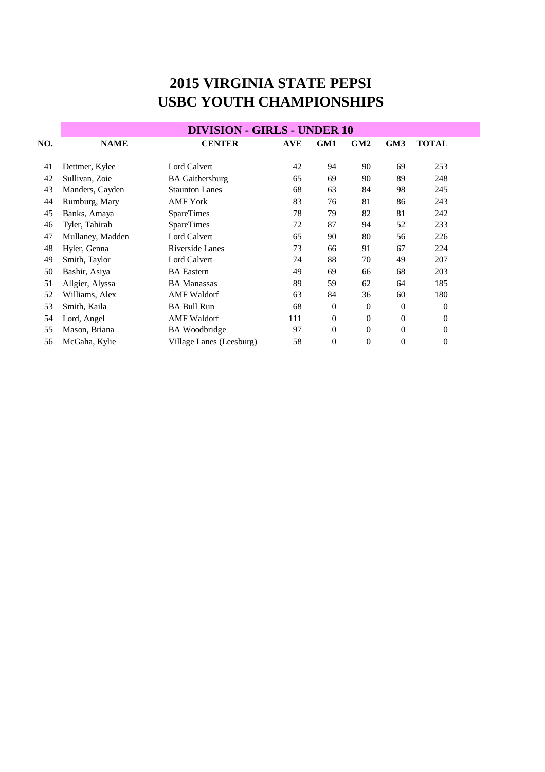# 2015 VIRGINIA STATE PEPSI
# USBC YOUTH CHAMPIONSHIPS

## DIVISION - GIRLS - UNDER 10

| NO. | NAME | CENTER | AVE | GM1 | GM2 | GM3 | TOTAL |
|---|---|---|---|---|---|---|---|
| 41 | Dettmer, Kylee | Lord Calvert | 42 | 94 | 90 | 69 | 253 |
| 42 | Sullivan, Zoie | BA Gaithersburg | 65 | 69 | 90 | 89 | 248 |
| 43 | Manders, Cayden | Staunton Lanes | 68 | 63 | 84 | 98 | 245 |
| 44 | Rumburg, Mary | AMF York | 83 | 76 | 81 | 86 | 243 |
| 45 | Banks, Amaya | SpareTimes | 78 | 79 | 82 | 81 | 242 |
| 46 | Tyler, Tahirah | SpareTimes | 72 | 87 | 94 | 52 | 233 |
| 47 | Mullaney, Madden | Lord Calvert | 65 | 90 | 80 | 56 | 226 |
| 48 | Hyler, Genna | Riverside Lanes | 73 | 66 | 91 | 67 | 224 |
| 49 | Smith, Taylor | Lord Calvert | 74 | 88 | 70 | 49 | 207 |
| 50 | Bashir, Asiya | BA Eastern | 49 | 69 | 66 | 68 | 203 |
| 51 | Allgier, Alyssa | BA Manassas | 89 | 59 | 62 | 64 | 185 |
| 52 | Williams, Alex | AMF Waldorf | 63 | 84 | 36 | 60 | 180 |
| 53 | Smith, Kaila | BA Bull Run | 68 | 0 | 0 | 0 | 0 |
| 54 | Lord, Angel | AMF Waldorf | 111 | 0 | 0 | 0 | 0 |
| 55 | Mason, Briana | BA Woodbridge | 97 | 0 | 0 | 0 | 0 |
| 56 | McGaha, Kylie | Village Lanes (Leesburg) | 58 | 0 | 0 | 0 | 0 |